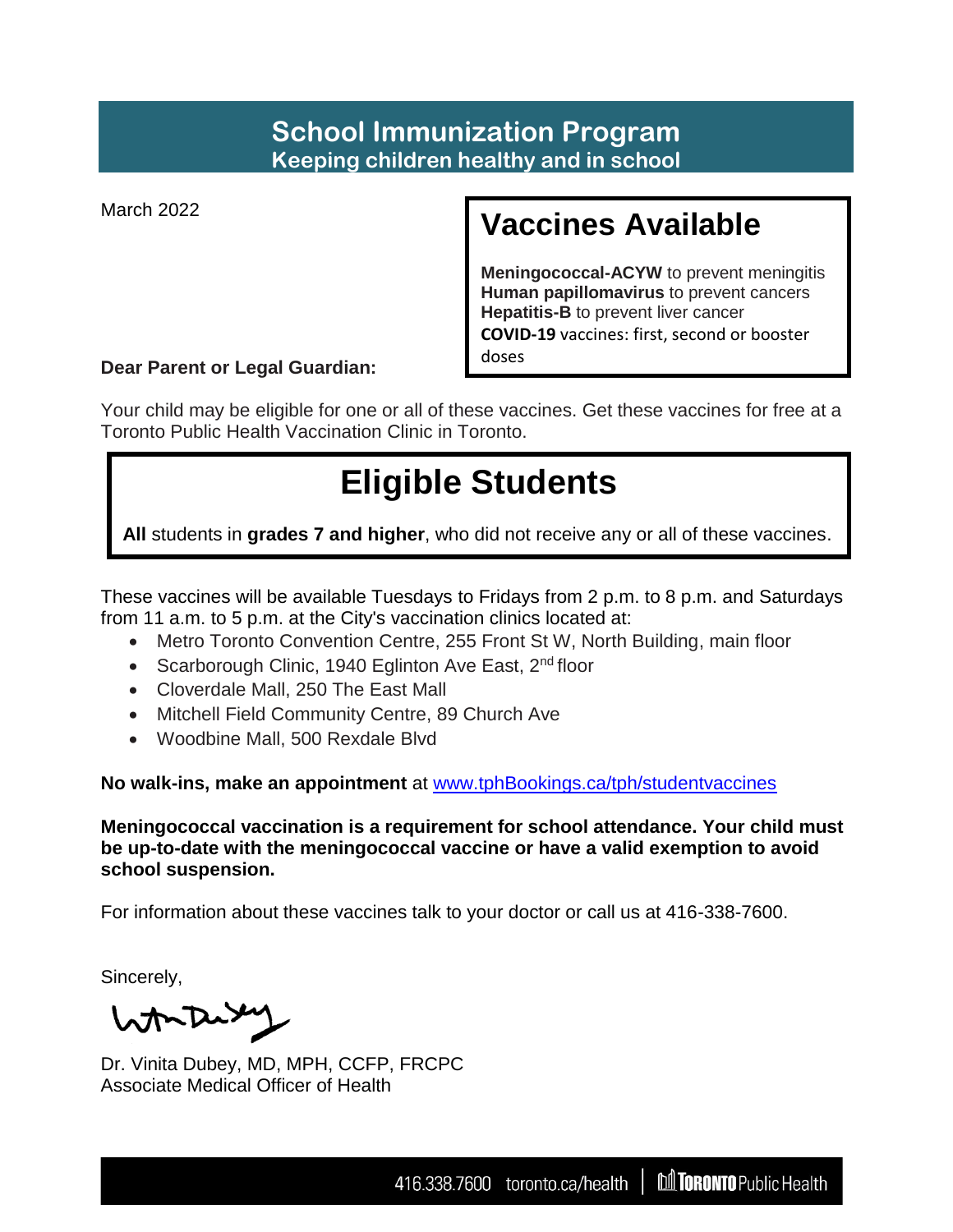# School Immunization Program
## Keeping children healthy and in school

March 2022

## Vaccines Available

**Meningococcal-ACYW** to prevent meningitis
**Human papillomavirus** to prevent cancers
**Hepatitis-B** to prevent liver cancer
**COVID-19** vaccines: first, second or booster doses

**Dear Parent or Legal Guardian:**

Your child may be eligible for one or all of these vaccines. Get these vaccines for free at a Toronto Public Health Vaccination Clinic in Toronto.

## Eligible Students

**All** students in **grades 7 and higher**, who did not receive any or all of these vaccines.

These vaccines will be available Tuesdays to Fridays from 2 p.m. to 8 p.m. and Saturdays from 11 a.m. to 5 p.m. at the City's vaccination clinics located at:

- Metro Toronto Convention Centre, 255 Front St W, North Building, main floor
- Scarborough Clinic, 1940 Eglinton Ave East, 2nd floor
- Cloverdale Mall, 250 The East Mall
- Mitchell Field Community Centre, 89 Church Ave
- Woodbine Mall, 500 Rexdale Blvd

**No walk-ins, make an appointment** at [www.tphBookings.ca/tph/studentvaccines](http://www.tphBookings.ca/tph/studentvaccines)

**Meningococcal vaccination is a requirement for school attendance. Your child must be up-to-date with the meningococcal vaccine or have a valid exemption to avoid school suspension.**

For information about these vaccines talk to your doctor or call us at 416-338-7600.

Sincerely,

Dr. Vinita Dubey, MD, MPH, CCFP, FRCPC
Associate Medical Officer of Health

416.338.7600 toronto.ca/health | Toronto Public Health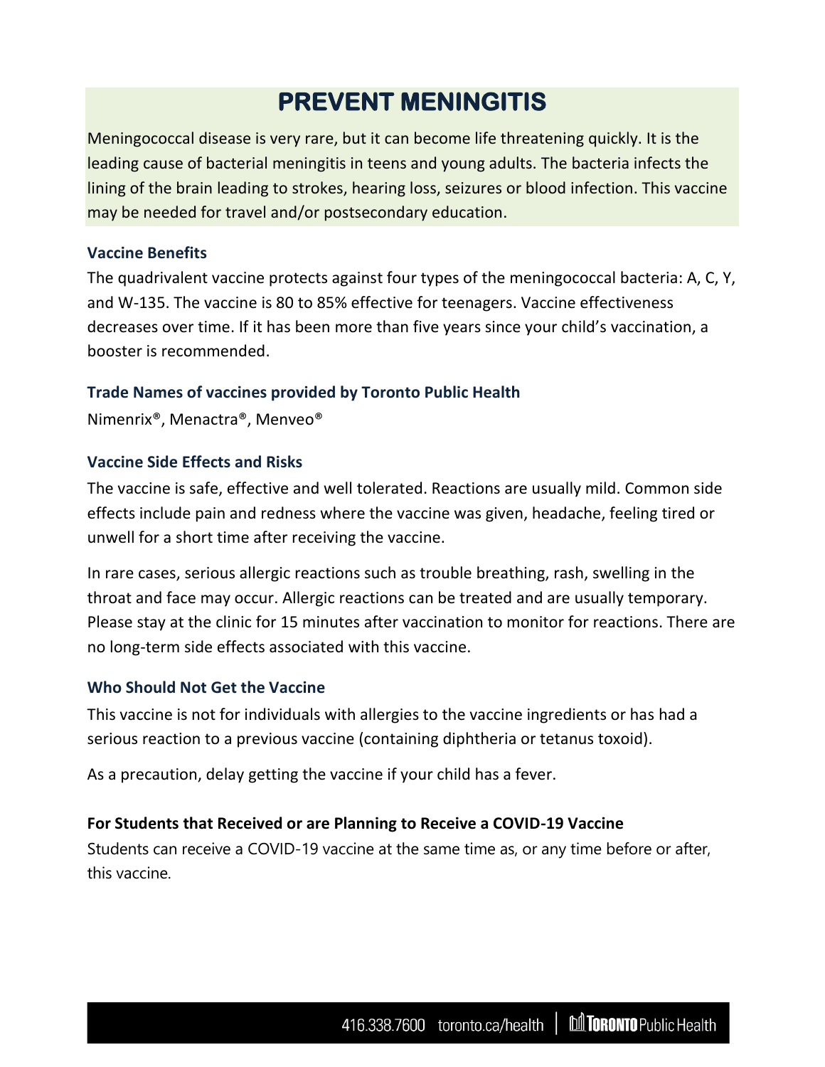# PREVENT MENINGITIS

Meningococcal disease is very rare, but it can become life threatening quickly. It is the leading cause of bacterial meningitis in teens and young adults. The bacteria infects the lining of the brain leading to strokes, hearing loss, seizures or blood infection. This vaccine may be needed for travel and/or postsecondary education.

### Vaccine Benefits

The quadrivalent vaccine protects against four types of the meningococcal bacteria: A, C, Y, and W-135. The vaccine is 80 to 85% effective for teenagers. Vaccine effectiveness decreases over time. If it has been more than five years since your child's vaccination, a booster is recommended.

### Trade Names of vaccines provided by Toronto Public Health

Nimenrix®, Menactra®, Menveo®

### Vaccine Side Effects and Risks

The vaccine is safe, effective and well tolerated. Reactions are usually mild. Common side effects include pain and redness where the vaccine was given, headache, feeling tired or unwell for a short time after receiving the vaccine.

In rare cases, serious allergic reactions such as trouble breathing, rash, swelling in the throat and face may occur. Allergic reactions can be treated and are usually temporary. Please stay at the clinic for 15 minutes after vaccination to monitor for reactions. There are no long-term side effects associated with this vaccine.

### Who Should Not Get the Vaccine

This vaccine is not for individuals with allergies to the vaccine ingredients or has had a serious reaction to a previous vaccine (containing diphtheria or tetanus toxoid).

As a precaution, delay getting the vaccine if your child has a fever.

**For Students that Received or are Planning to Receive a COVID-19 Vaccine**

Students can receive a COVID-19 vaccine at the same time as, or any time before or after, this vaccine.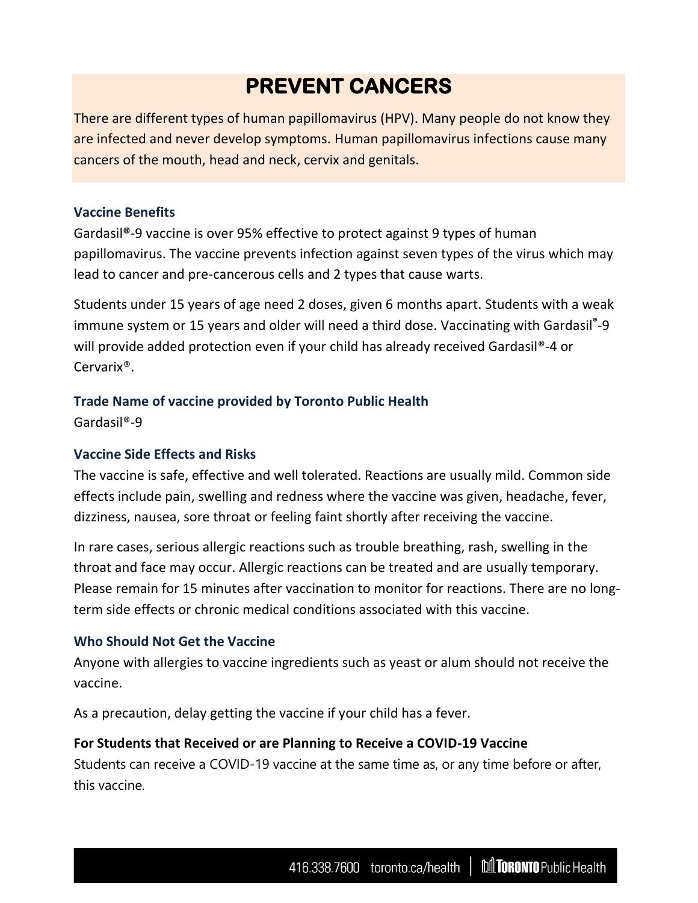# PREVENT CANCERS

There are different types of human papillomavirus (HPV). Many people do not know they are infected and never develop symptoms. Human papillomavirus infections cause many cancers of the mouth, head and neck, cervix and genitals.

### Vaccine Benefits

Gardasil®-9 vaccine is over 95% effective to protect against 9 types of human papillomavirus. The vaccine prevents infection against seven types of the virus which may lead to cancer and pre-cancerous cells and 2 types that cause warts.

Students under 15 years of age need 2 doses, given 6 months apart. Students with a weak immune system or 15 years and older will need a third dose. Vaccinating with Gardasil®-9 will provide added protection even if your child has already received Gardasil®-4 or Cervarix®.

### Trade Name of vaccine provided by Toronto Public Health

Gardasil®-9

### Vaccine Side Effects and Risks

The vaccine is safe, effective and well tolerated. Reactions are usually mild. Common side effects include pain, swelling and redness where the vaccine was given, headache, fever, dizziness, nausea, sore throat or feeling faint shortly after receiving the vaccine.

In rare cases, serious allergic reactions such as trouble breathing, rash, swelling in the throat and face may occur. Allergic reactions can be treated and are usually temporary. Please remain for 15 minutes after vaccination to monitor for reactions. There are no long-term side effects or chronic medical conditions associated with this vaccine.

### Who Should Not Get the Vaccine

Anyone with allergies to vaccine ingredients such as yeast or alum should not receive the vaccine.

As a precaution, delay getting the vaccine if your child has a fever.

**For Students that Received or are Planning to Receive a COVID-19 Vaccine**

Students can receive a COVID-19 vaccine at the same time as, or any time before or after, this vaccine.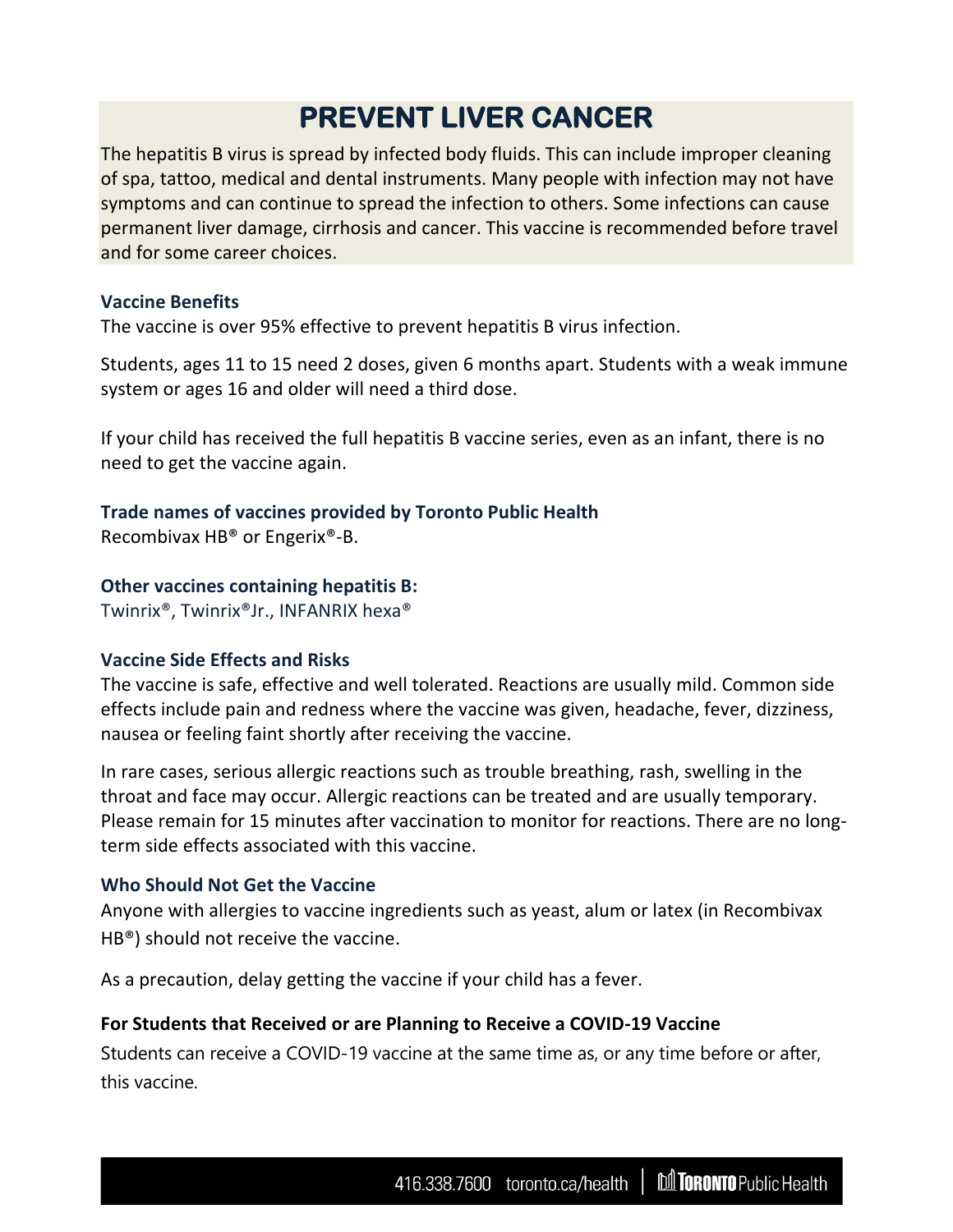# PREVENT LIVER CANCER

The hepatitis B virus is spread by infected body fluids. This can include improper cleaning of spa, tattoo, medical and dental instruments. Many people with infection may not have symptoms and can continue to spread the infection to others. Some infections can cause permanent liver damage, cirrhosis and cancer. This vaccine is recommended before travel and for some career choices.

### Vaccine Benefits

The vaccine is over 95% effective to prevent hepatitis B virus infection.

Students, ages 11 to 15 need 2 doses, given 6 months apart. Students with a weak immune system or ages 16 and older will need a third dose.

If your child has received the full hepatitis B vaccine series, even as an infant, there is no need to get the vaccine again.

### Trade names of vaccines provided by Toronto Public Health

Recombivax HB® or Engerix®-B.

### Other vaccines containing hepatitis B:

Twinrix®, Twinrix®Jr., INFANRIX hexa®

### Vaccine Side Effects and Risks

The vaccine is safe, effective and well tolerated. Reactions are usually mild. Common side effects include pain and redness where the vaccine was given, headache, fever, dizziness, nausea or feeling faint shortly after receiving the vaccine.

In rare cases, serious allergic reactions such as trouble breathing, rash, swelling in the throat and face may occur. Allergic reactions can be treated and are usually temporary. Please remain for 15 minutes after vaccination to monitor for reactions. There are no long-term side effects associated with this vaccine.

### Who Should Not Get the Vaccine

Anyone with allergies to vaccine ingredients such as yeast, alum or latex (in Recombivax HB®) should not receive the vaccine.

As a precaution, delay getting the vaccine if your child has a fever.

### For Students that Received or are Planning to Receive a COVID-19 Vaccine

Students can receive a COVID-19 vaccine at the same time as, or any time before or after, this vaccine.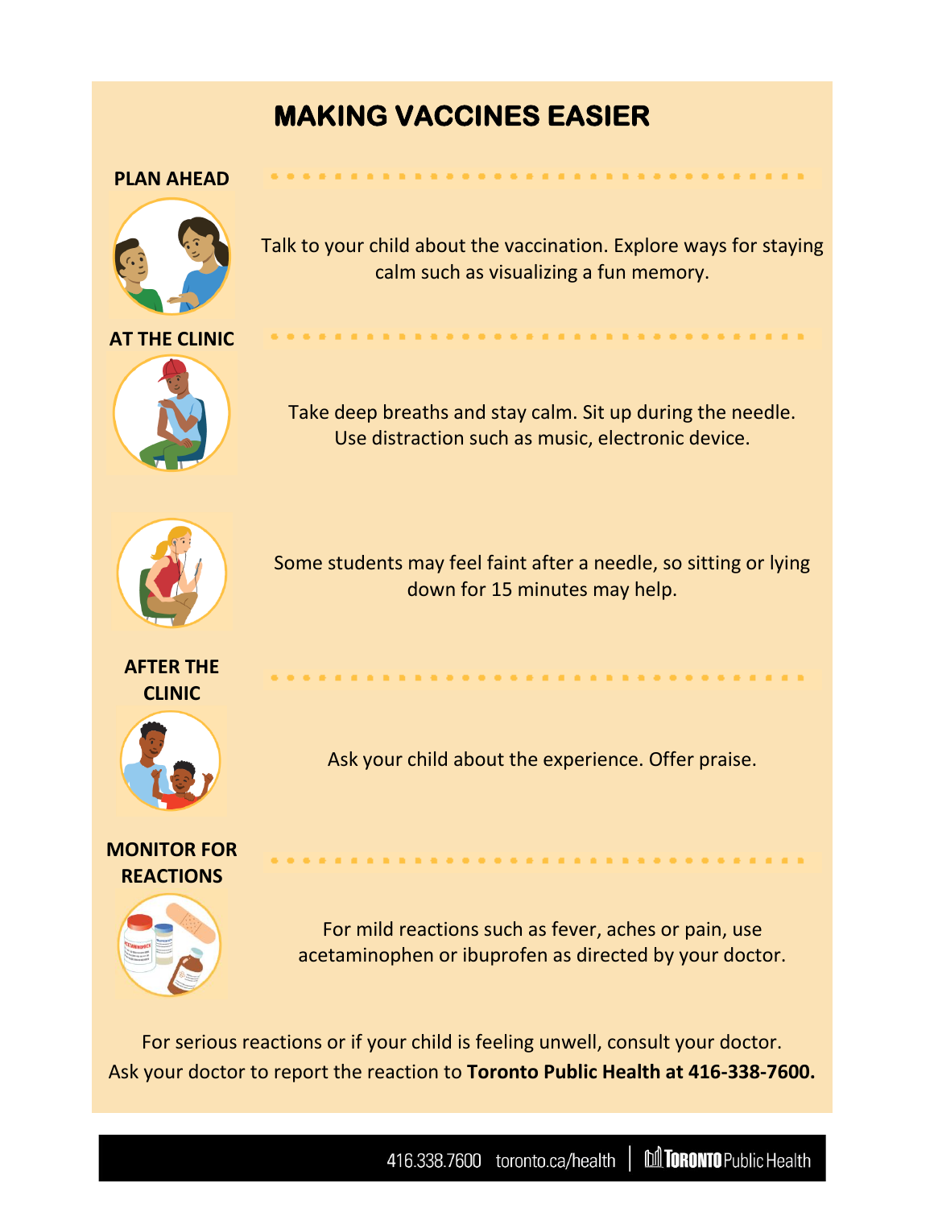# MAKING VACCINES EASIER

## PLAN AHEAD

Talk to your child about the vaccination. Explore ways for staying calm such as visualizing a fun memory.

## AT THE CLINIC

Take deep breaths and stay calm. Sit up during the needle. Use distraction such as music, electronic device.

Some students may feel faint after a needle, so sitting or lying down for 15 minutes may help.

## AFTER THE CLINIC

Ask your child about the experience. Offer praise.

## MONITOR FOR REACTIONS

For mild reactions such as fever, aches or pain, use acetaminophen or ibuprofen as directed by your doctor.

For serious reactions or if your child is feeling unwell, consult your doctor. Ask your doctor to report the reaction to **Toronto Public Health at 416-338-7600.**

416.338.7600 toronto.ca/health | Toronto Public Health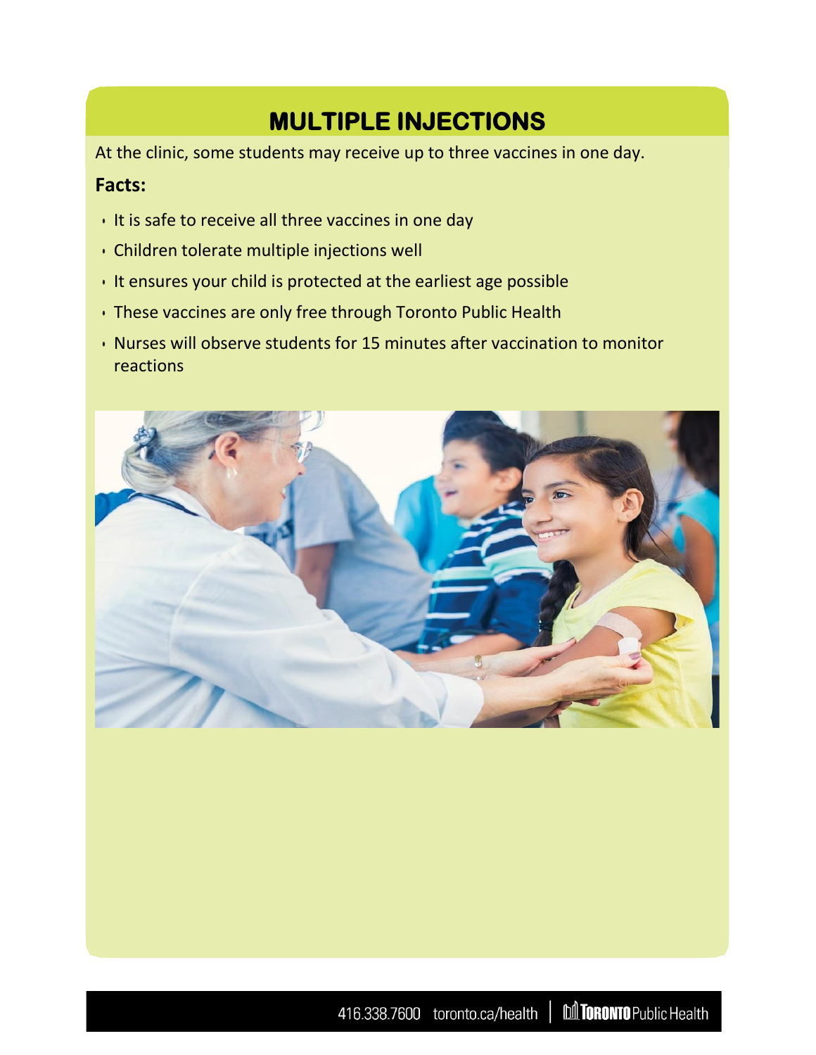# MULTIPLE INJECTIONS

At the clinic, some students may receive up to three vaccines in one day.

**Facts:**

- It is safe to receive all three vaccines in one day
- Children tolerate multiple injections well
- It ensures your child is protected at the earliest age possible
- These vaccines are only free through Toronto Public Health
- Nurses will observe students for 15 minutes after vaccination to monitor reactions

416.338.7600 toronto.ca/health | TORONTO Public Health